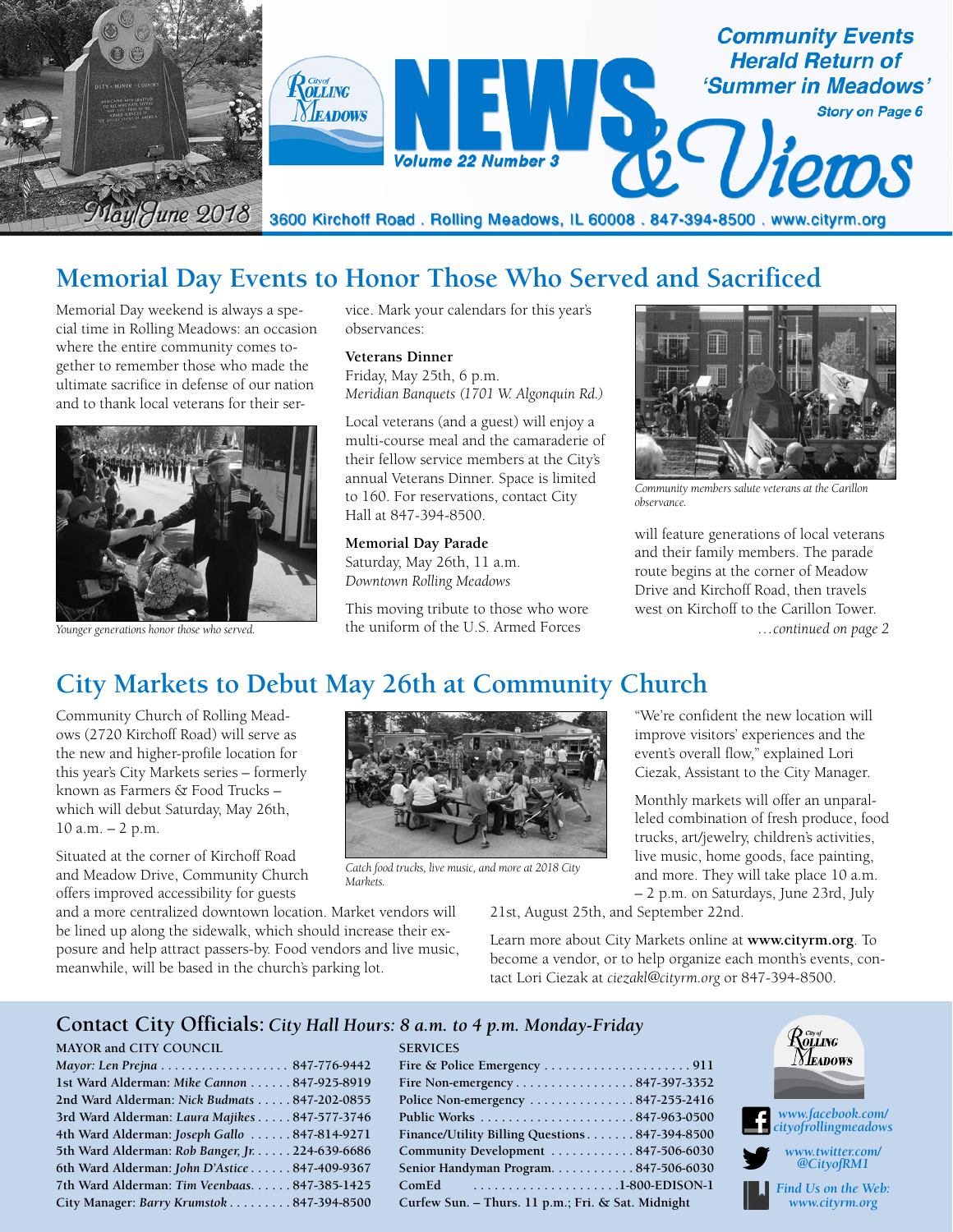# NEWS & Views

City of Rolling Meadows

Volume 22 Number 3

May/June 2018

3600 Kirchoff Road . Rolling Meadows, IL 60008 . 847-394-8500 . www.cityrm.org

**Community Events Herald Return of 'Summer in Meadows'**
*Story on Page 6*

## Memorial Day Events to Honor Those Who Served and Sacrificed

Memorial Day weekend is always a special time in Rolling Meadows: an occasion where the entire community comes together to remember those who made the ultimate sacrifice in defense of our nation and to thank local veterans for their service. Mark your calendars for this year's observances:

*Younger generations honor those who served.*

**Veterans Dinner**
Friday, May 25th, 6 p.m.
*Meridian Banquets (1701 W. Algonquin Rd.)*

Local veterans (and a guest) will enjoy a multi-course meal and the camaraderie of their fellow service members at the City's annual Veterans Dinner. Space is limited to 160. For reservations, contact City Hall at 847-394-8500.

**Memorial Day Parade**
Saturday, May 26th, 11 a.m.
*Downtown Rolling Meadows*

This moving tribute to those who wore the uniform of the U.S. Armed Forces will feature generations of local veterans and their family members. The parade route begins at the corner of Meadow Drive and Kirchoff Road, then travels west on Kirchoff to the Carillon Tower.

*Community members salute veterans at the Carillon observance.*

*…continued on page 2*

## City Markets to Debut May 26th at Community Church

Community Church of Rolling Meadows (2720 Kirchoff Road) will serve as the new and higher-profile location for this year's City Markets series – formerly known as Farmers & Food Trucks – which will debut Saturday, May 26th, 10 a.m. – 2 p.m.

Situated at the corner of Kirchoff Road and Meadow Drive, Community Church offers improved accessibility for guests and a more centralized downtown location. Market vendors will be lined up along the sidewalk, which should increase their exposure and help attract passers-by. Food vendors and live music, meanwhile, will be based in the church's parking lot.

*Catch food trucks, live music, and more at 2018 City Markets.*

"We're confident the new location will improve visitors' experiences and the event's overall flow," explained Lori Ciezak, Assistant to the City Manager.

Monthly markets will offer an unparalleled combination of fresh produce, food trucks, art/jewelry, children's activities, live music, home goods, face painting, and more. They will take place 10 a.m. – 2 p.m. on Saturdays, June 23rd, July 21st, August 25th, and September 22nd.

Learn more about City Markets online at **www.cityrm.org**. To become a vendor, or to help organize each month's events, contact Lori Ciezak at *ciezakl@cityrm.org* or 847-394-8500.

## Contact City Officials: *City Hall Hours: 8 a.m. to 4 p.m. Monday-Friday*

**MAYOR and CITY COUNCIL**

| | |
|---|---|
| *Mayor: Len Prejna* | 847-776-9442 |
| 1st Ward Alderman: *Mike Cannon* | 847-925-8919 |
| 2nd Ward Alderman: *Nick Budmats* | 847-202-0855 |
| 3rd Ward Alderman: *Laura Majikes* | 847-577-3746 |
| 4th Ward Alderman: *Joseph Gallo* | 847-814-9271 |
| 5th Ward Alderman: *Rob Banger, Jr.* | 224-639-6686 |
| 6th Ward Alderman: *John D'Astice* | 847-409-9367 |
| 7th Ward Alderman: *Tim Veenbaas* | 847-385-1425 |
| City Manager: *Barry Krumstok* | 847-394-8500 |

**SERVICES**

| | |
|---|---|
| Fire & Police Emergency | 911 |
| Fire Non-emergency | 847-397-3352 |
| Police Non-emergency | 847-255-2416 |
| Public Works | 847-963-0500 |
| Finance/Utility Billing Questions | 847-394-8500 |
| Community Development | 847-506-6030 |
| Senior Handyman Program | 847-506-6030 |
| ComEd | 1-800-EDISON-1 |
| Curfew Sun. – Thurs. 11 p.m.; Fri. & Sat. Midnight | |

*www.facebook.com/cityofrollingmeadows*

*www.twitter.com/@CityofRM1*

*Find Us on the Web: www.cityrm.org*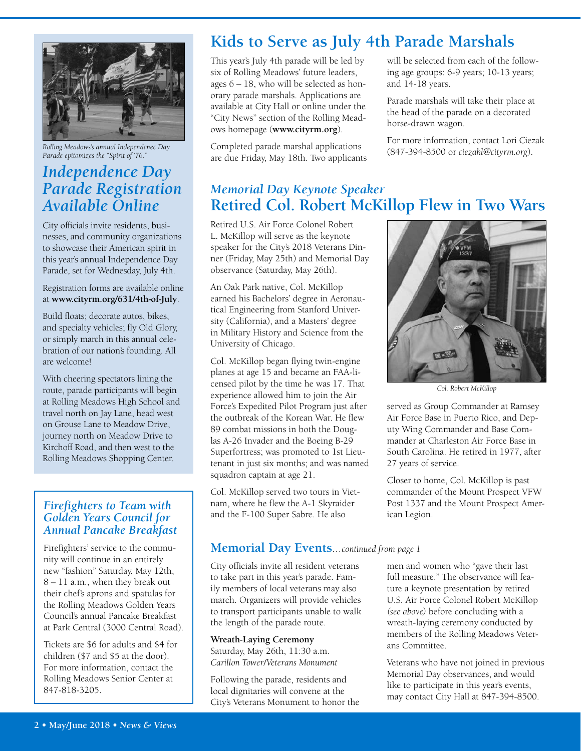Rolling Meadows's annual Independenec Day Parade epitomizes the "Spirit of '76."

## *Independence Day Parade Registration Available Online*

City officials invite residents, businesses, and community organizations to showcase their American spirit in this year's annual Independence Day Parade, set for Wednesday, July 4th.

Registration forms are available online at **www.cityrm.org/631/4th-of-July**.

Build floats; decorate autos, bikes, and specialty vehicles; fly Old Glory, or simply march in this annual celebration of our nation's founding. All are welcome!

With cheering spectators lining the route, parade participants will begin at Rolling Meadows High School and travel north on Jay Lane, head west on Grouse Lane to Meadow Drive, journey north on Meadow Drive to Kirchoff Road, and then west to the Rolling Meadows Shopping Center.

### *Firefighters to Team with Golden Years Council for Annual Pancake Breakfast*

Firefighters' service to the community will continue in an entirely new "fashion" Saturday, May 12th, 8 – 11 a.m., when they break out their chef's aprons and spatulas for the Rolling Meadows Golden Years Council's annual Pancake Breakfast at Park Central (3000 Central Road).

Tickets are $6 for adults and $4 for children ($7 and $5 at the door). For more information, contact the Rolling Meadows Senior Center at 847-818-3205.

## Kids to Serve as July 4th Parade Marshals

This year's July 4th parade will be led by six of Rolling Meadows' future leaders, ages 6 – 18, who will be selected as honorary parade marshals. Applications are available at City Hall or online under the "City News" section of the Rolling Meadows homepage (**www.cityrm.org**).

Completed parade marshal applications are due Friday, May 18th. Two applicants will be selected from each of the following age groups: 6-9 years; 10-13 years; and 14-18 years.

Parade marshals will take their place at the head of the parade on a decorated horse-drawn wagon.

For more information, contact Lori Ciezak (847-394-8500 or *ciezakl@cityrm.org*).

### *Memorial Day Keynote Speaker*

## Retired Col. Robert McKillop Flew in Two Wars

Retired U.S. Air Force Colonel Robert L. McKillop will serve as the keynote speaker for the City's 2018 Veterans Dinner (Friday, May 25th) and Memorial Day observance (Saturday, May 26th).

An Oak Park native, Col. McKillop earned his Bachelors' degree in Aeronautical Engineering from Stanford University (California), and a Masters' degree in Military History and Science from the University of Chicago.

Col. McKillop began flying twin-engine planes at age 15 and became an FAA-licensed pilot by the time he was 17. That experience allowed him to join the Air Force's Expedited Pilot Program just after the outbreak of the Korean War. He flew 89 combat missions in both the Douglas A-26 Invader and the Boeing B-29 Superfortress; was promoted to 1st Lieutenant in just six months; and was named squadron captain at age 21.

Col. McKillop served two tours in Vietnam, where he flew the A-1 Skyraider and the F-100 Super Sabre. He also served as Group Commander at Ramsey Air Force Base in Puerto Rico, and Deputy Wing Commander and Base Commander at Charleston Air Force Base in South Carolina. He retired in 1977, after 27 years of service.

Col. Robert McKillop

Closer to home, Col. McKillop is past commander of the Mount Prospect VFW Post 1337 and the Mount Prospect American Legion.

## Memorial Day Events*...continued from page 1*

City officials invite all resident veterans to take part in this year's parade. Family members of local veterans may also march. Organizers will provide vehicles to transport participants unable to walk the length of the parade route.

**Wreath-Laying Ceremony**
Saturday, May 26th, 11:30 a.m.
*Carillon Tower/Veterans Monument*

Following the parade, residents and local dignitaries will convene at the City's Veterans Monument to honor the men and women who "gave their last full measure." The observance will feature a keynote presentation by retired U.S. Air Force Colonel Robert McKillop *(see above)* before concluding with a wreath-laying ceremony conducted by members of the Rolling Meadows Veterans Committee.

Veterans who have not joined in previous Memorial Day observances, and would like to participate in this year's events, may contact City Hall at 847-394-8500.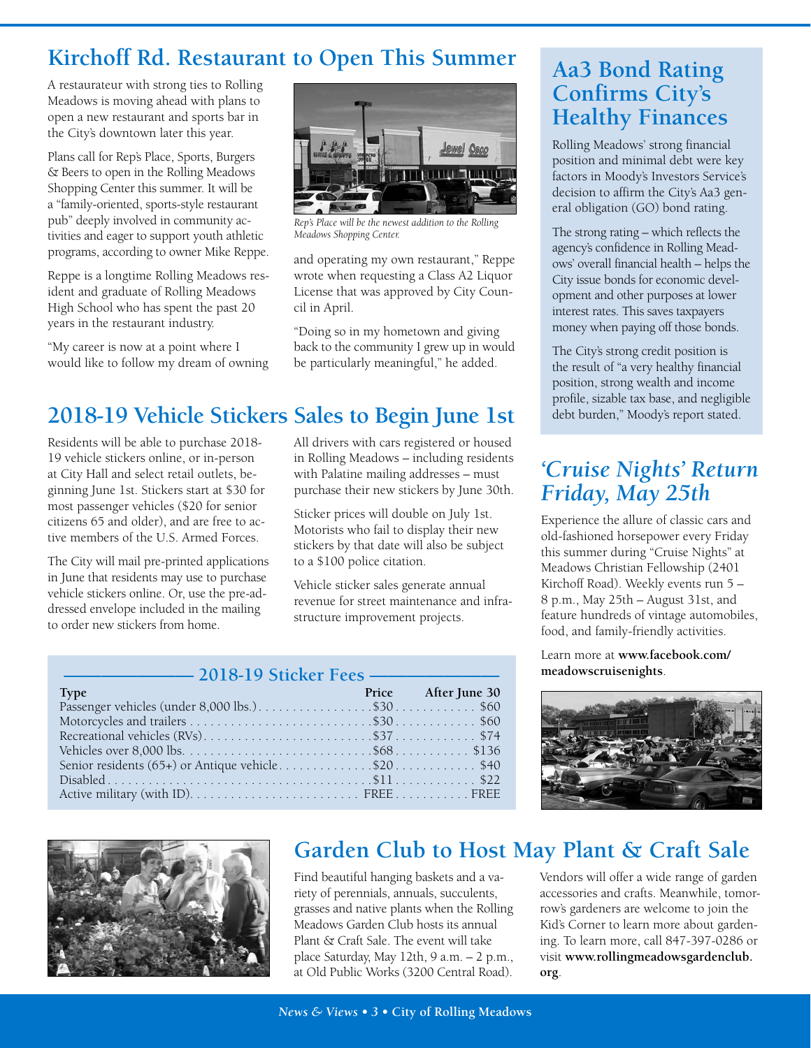## Kirchoff Rd. Restaurant to Open This Summer

A restaurateur with strong ties to Rolling Meadows is moving ahead with plans to open a new restaurant and sports bar in the City's downtown later this year.

Plans call for Rep's Place, Sports, Burgers & Beers to open in the Rolling Meadows Shopping Center this summer. It will be a "family-oriented, sports-style restaurant pub" deeply involved in community activities and eager to support youth athletic programs, according to owner Mike Reppe.

Reppe is a longtime Rolling Meadows resident and graduate of Rolling Meadows High School who has spent the past 20 years in the restaurant industry.

"My career is now at a point where I would like to follow my dream of owning and operating my own restaurant," Reppe wrote when requesting a Class A2 Liquor License that was approved by City Council in April.

*Rep's Place will be the newest addition to the Rolling Meadows Shopping Center.*

"Doing so in my hometown and giving back to the community I grew up in would be particularly meaningful," he added.

## 2018-19 Vehicle Stickers Sales to Begin June 1st

Residents will be able to purchase 2018-19 vehicle stickers online, or in-person at City Hall and select retail outlets, beginning June 1st. Stickers start at $30 for most passenger vehicles ($20 for senior citizens 65 and older), and are free to active members of the U.S. Armed Forces.

The City will mail pre-printed applications in June that residents may use to purchase vehicle stickers online. Or, use the pre-addressed envelope included in the mailing to order new stickers from home.

All drivers with cars registered or housed in Rolling Meadows – including residents with Palatine mailing addresses – must purchase their new stickers by June 30th.

Sticker prices will double on July 1st. Motorists who fail to display their new stickers by that date will also be subject to a $100 police citation.

Vehicle sticker sales generate annual revenue for street maintenance and infrastructure improvement projects.

### 2018-19 Sticker Fees

| Type | Price | After June 30 |
|---|---|---|
| Passenger vehicles (under 8,000 lbs.) | $30 | $60 |
| Motorcycles and trailers | $30 | $60 |
| Recreational vehicles (RVs) | $37 | $74 |
| Vehicles over 8,000 lbs. | $68 | $136 |
| Senior residents (65+) or Antique vehicle | $20 | $40 |
| Disabled | $11 | $22 |
| Active military (with ID) | FREE | FREE |

## Aa3 Bond Rating Confirms City's Healthy Finances

Rolling Meadows' strong financial position and minimal debt were key factors in Moody's Investors Service's decision to affirm the City's Aa3 general obligation (GO) bond rating.

The strong rating – which reflects the agency's confidence in Rolling Meadows' overall financial health – helps the City issue bonds for economic development and other purposes at lower interest rates. This saves taxpayers money when paying off those bonds.

The City's strong credit position is the result of "a very healthy financial position, strong wealth and income profile, sizable tax base, and negligible debt burden," Moody's report stated.

## *'Cruise Nights' Return Friday, May 25th*

Experience the allure of classic cars and old-fashioned horsepower every Friday this summer during "Cruise Nights" at Meadows Christian Fellowship (2401 Kirchoff Road). Weekly events run 5 – 8 p.m., May 25th – August 31st, and feature hundreds of vintage automobiles, food, and family-friendly activities.

Learn more at **www.facebook.com/meadowscruisenights**.

## Garden Club to Host May Plant & Craft Sale

Find beautiful hanging baskets and a variety of perennials, annuals, succulents, grasses and native plants when the Rolling Meadows Garden Club hosts its annual Plant & Craft Sale. The event will take place Saturday, May 12th, 9 a.m. – 2 p.m., at Old Public Works (3200 Central Road).

Vendors will offer a wide range of garden accessories and crafts. Meanwhile, tomorrow's gardeners are welcome to join the Kid's Corner to learn more about gardening. To learn more, call 847-397-0286 or visit **www.rollingmeadowsgardenclub.org**.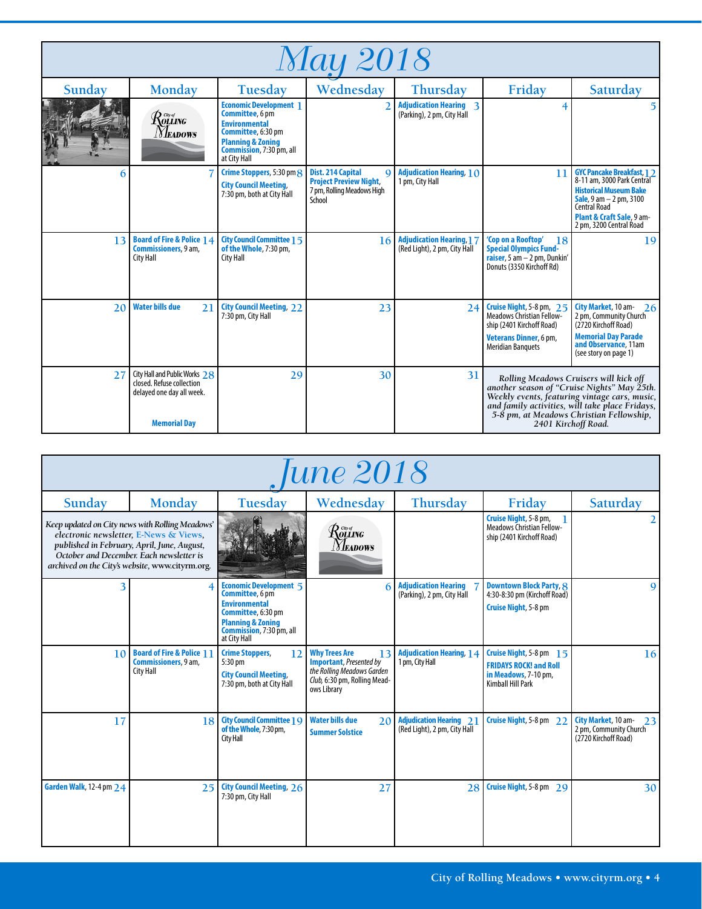# May 2018

| Sunday | Monday | Tuesday | Wednesday | Thursday | Friday | Saturday |
|---|---|---|---|---|---|---|
| | City of Rolling Meadows | 1 **Economic Development Committee**, 6 pm **Environmental Committee**, 6:30 pm **Planning & Zoning Commission**, 7:30 pm, all at City Hall | 2 | 3 **Adjudication Hearing** (Parking), 2 pm, City Hall | 4 | 5 |
| 6 | 7 | 8 **Crime Stoppers**, 5:30 pm **City Council Meeting**, 7:30 pm, both at City Hall | 9 **Dist. 214 Capital Project Preview Night**, 7 pm, Rolling Meadows High School | 10 **Adjudication Hearing**, 1 pm, City Hall | 11 | 12 **GYC Pancake Breakfast**, 8-11 am, 3000 Park Central **Historical Museum Bake Sale**, 9 am – 2 pm, 3100 Central Road **Plant & Craft Sale**, 9 am-2 pm, 3200 Central Road |
| 13 | 14 **Board of Fire & Police Commissioners**, 9 am, City Hall | 15 **City Council Committee of the Whole**, 7:30 pm, City Hall | 16 | 17 **Adjudication Hearing**, (Red Light), 2 pm, City Hall | 18 **'Cop on a Rooftop' Special Olympics Fund-raiser**, 5 am – 2 pm, Dunkin' Donuts (3350 Kirchoff Rd) | 19 |
| 20 | 21 **Water bills due** | 22 **City Council Meeting**, 7:30 pm, City Hall | 23 | 24 | 25 **Cruise Night**, 5-8 pm, Meadows Christian Fellowship (2401 Kirchoff Road) **Veterans Dinner**, 6 pm, Meridian Banquets | 26 **City Market**, 10 am-2 pm, Community Church (2720 Kirchoff Road) **Memorial Day Parade and Observance**, 11am (see story on page 1) |
| 27 | 28 City Hall and Public Works closed. Refuse collection delayed one day all week. **Memorial Day** | 29 | 30 | 31 | *Rolling Meadows Cruisers will kick off another season of "Cruise Nights" May 25th. Weekly events, featuring vintage cars, music, and family activities, will take place Fridays, 5-8 pm, at Meadows Christian Fellowship, 2401 Kirchoff Road.* | |

# June 2018

| Sunday | Monday | Tuesday | Wednesday | Thursday | Friday | Saturday |
|---|---|---|---|---|---|---|
| *Keep updated on City news with Rolling Meadows' electronic newsletter, E-News & Views, published in February, April, June, August, October and December. Each newsletter is archived on the City's website, www.cityrm.org.* | | | City of Rolling Meadows | | 1 **Cruise Night**, 5-8 pm, Meadows Christian Fellowship (2401 Kirchoff Road) | 2 |
| 3 | 4 | 5 **Economic Development Committee**, 6 pm **Environmental Committee**, 6:30 pm **Planning & Zoning Commission**, 7:30 pm, all at City Hall | 6 | 7 **Adjudication Hearing** (Parking), 2 pm, City Hall | 8 **Downtown Block Party**, 4:30-8:30 pm (Kirchoff Road) **Cruise Night**, 5-8 pm | 9 |
| 10 | 11 **Board of Fire & Police Commissioners**, 9 am, City Hall | 12 **Crime Stoppers**, 5:30 pm **City Council Meeting**, 7:30 pm, both at City Hall | 13 **Why Trees Are Important**, *Presented by the Rolling Meadows Garden Club*, 6:30 pm, Rolling Meadows Library | 14 **Adjudication Hearing**, 1 pm, City Hall | 15 **Cruise Night**, 5-8 pm **FRIDAYS ROCK! and Roll in Meadows**, 7-10 pm, Kimball Hill Park | 16 |
| 17 | 18 | 19 **City Council Committee of the Whole**, 7:30 pm, City Hall | 20 **Water bills due** **Summer Solstice** | 21 **Adjudication Hearing** (Red Light), 2 pm, City Hall | 22 **Cruise Night**, 5-8 pm | 23 **City Market**, 10 am-2 pm, Community Church (2720 Kirchoff Road) |
| 24 **Garden Walk**, 12-4 pm | 25 | 26 **City Council Meeting**, 7:30 pm, City Hall | 27 | 28 | 29 **Cruise Night**, 5-8 pm | 30 |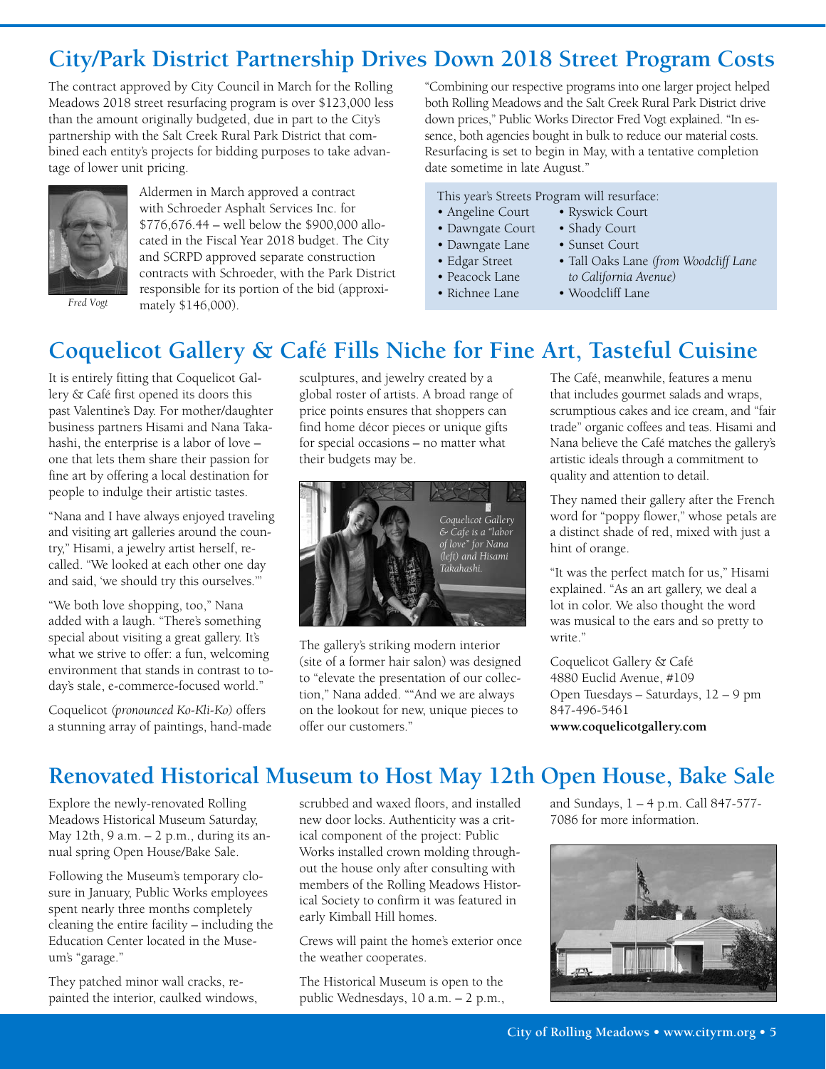## City/Park District Partnership Drives Down 2018 Street Program Costs

The contract approved by City Council in March for the Rolling Meadows 2018 street resurfacing program is over $123,000 less than the amount originally budgeted, due in part to the City's partnership with the Salt Creek Rural Park District that combined each entity's projects for bidding purposes to take advantage of lower unit pricing.

*Fred Vogt*

Aldermen in March approved a contract with Schroeder Asphalt Services Inc. for $776,676.44 – well below the $900,000 allocated in the Fiscal Year 2018 budget. The City and SCRPD approved separate construction contracts with Schroeder, with the Park District responsible for its portion of the bid (approximately $146,000).

"Combining our respective programs into one larger project helped both Rolling Meadows and the Salt Creek Rural Park District drive down prices," Public Works Director Fred Vogt explained. "In essence, both agencies bought in bulk to reduce our material costs. Resurfacing is set to begin in May, with a tentative completion date sometime in late August."

This year's Streets Program will resurface:

- Angeline Court
- Dawngate Court
- Dawngate Lane
- Edgar Street
- Peacock Lane
- Richnee Lane
- Ryswick Court
- Shady Court
- Sunset Court
- Tall Oaks Lane *(from Woodcliff Lane to California Avenue)*
- Woodcliff Lane

## Coquelicot Gallery & Café Fills Niche for Fine Art, Tasteful Cuisine

It is entirely fitting that Coquelicot Gallery & Café first opened its doors this past Valentine's Day. For mother/daughter business partners Hisami and Nana Takahashi, the enterprise is a labor of love – one that lets them share their passion for fine art by offering a local destination for people to indulge their artistic tastes.

"Nana and I have always enjoyed traveling and visiting art galleries around the country," Hisami, a jewelry artist herself, recalled. "We looked at each other one day and said, 'we should try this ourselves.'"

"We both love shopping, too," Nana added with a laugh. "There's something special about visiting a great gallery. It's what we strive to offer: a fun, welcoming environment that stands in contrast to today's stale, e-commerce-focused world."

Coquelicot *(pronounced Ko-Kli-Ko)* offers a stunning array of paintings, hand-made sculptures, and jewelry created by a global roster of artists. A broad range of price points ensures that shoppers can find home décor pieces or unique gifts for special occasions – no matter what their budgets may be.

*Coquelicot Gallery & Cafe is a "labor of love" for Nana (left) and Hisami Takahashi.*

The gallery's striking modern interior (site of a former hair salon) was designed to "elevate the presentation of our collection," Nana added. ""And we are always on the lookout for new, unique pieces to offer our customers."

The Café, meanwhile, features a menu that includes gourmet salads and wraps, scrumptious cakes and ice cream, and "fair trade" organic coffees and teas. Hisami and Nana believe the Café matches the gallery's artistic ideals through a commitment to quality and attention to detail.

They named their gallery after the French word for "poppy flower," whose petals are a distinct shade of red, mixed with just a hint of orange.

"It was the perfect match for us," Hisami explained. "As an art gallery, we deal a lot in color. We also thought the word was musical to the ears and so pretty to write."

Coquelicot Gallery & Café
4880 Euclid Avenue, #109
Open Tuesdays – Saturdays, 12 – 9 pm
847-496-5461
**www.coquelicotgallery.com**

## Renovated Historical Museum to Host May 12th Open House, Bake Sale

Explore the newly-renovated Rolling Meadows Historical Museum Saturday, May 12th, 9 a.m. – 2 p.m., during its annual spring Open House/Bake Sale.

Following the Museum's temporary closure in January, Public Works employees spent nearly three months completely cleaning the entire facility – including the Education Center located in the Museum's "garage."

They patched minor wall cracks, repainted the interior, caulked windows, scrubbed and waxed floors, and installed new door locks. Authenticity was a critical component of the project: Public Works installed crown molding throughout the house only after consulting with members of the Rolling Meadows Historical Society to confirm it was featured in early Kimball Hill homes.

Crews will paint the home's exterior once the weather cooperates.

The Historical Museum is open to the public Wednesdays, 10 a.m. – 2 p.m., and Sundays, 1 – 4 p.m. Call 847-577-7086 for more information.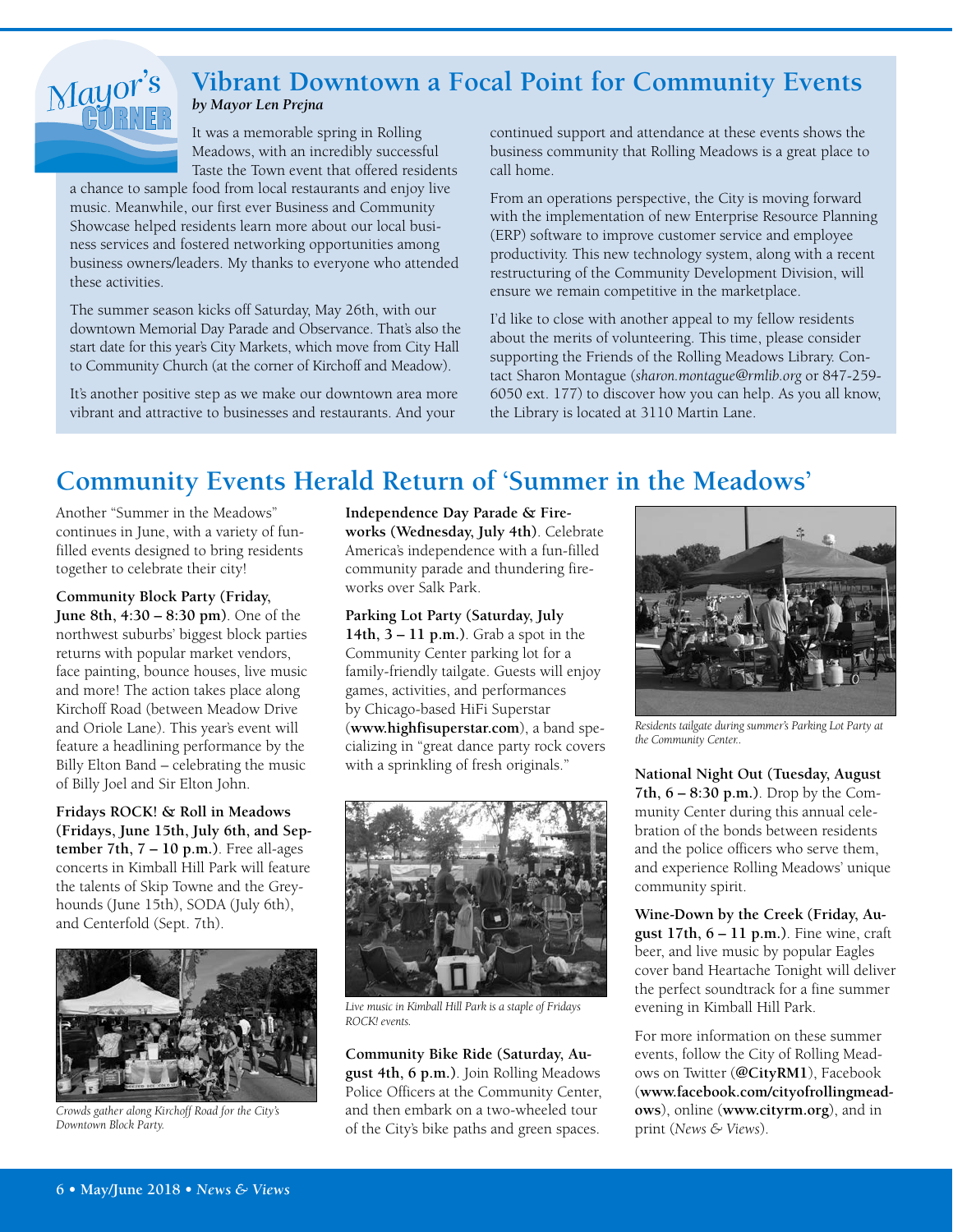## Mayor's Corner

## Vibrant Downtown a Focal Point for Community Events

*by Mayor Len Prejna*

It was a memorable spring in Rolling Meadows, with an incredibly successful Taste the Town event that offered residents a chance to sample food from local restaurants and enjoy live music. Meanwhile, our first ever Business and Community Showcase helped residents learn more about our local business services and fostered networking opportunities among business owners/leaders. My thanks to everyone who attended these activities.

The summer season kicks off Saturday, May 26th, with our downtown Memorial Day Parade and Observance. That's also the start date for this year's City Markets, which move from City Hall to Community Church (at the corner of Kirchoff and Meadow).

It's another positive step as we make our downtown area more vibrant and attractive to businesses and restaurants. And your continued support and attendance at these events shows the business community that Rolling Meadows is a great place to call home.

From an operations perspective, the City is moving forward with the implementation of new Enterprise Resource Planning (ERP) software to improve customer service and employee productivity. This new technology system, along with a recent restructuring of the Community Development Division, will ensure we remain competitive in the marketplace.

I'd like to close with another appeal to my fellow residents about the merits of volunteering. This time, please consider supporting the Friends of the Rolling Meadows Library. Contact Sharon Montague (*sharon.montague@rmlib.org* or 847-259-6050 ext. 177) to discover how you can help. As you all know, the Library is located at 3110 Martin Lane.

## Community Events Herald Return of 'Summer in the Meadows'

Another "Summer in the Meadows" continues in June, with a variety of fun-filled events designed to bring residents together to celebrate their city!

**Community Block Party (Friday, June 8th, 4:30 – 8:30 pm)**. One of the northwest suburbs' biggest block parties returns with popular market vendors, face painting, bounce houses, live music and more! The action takes place along Kirchoff Road (between Meadow Drive and Oriole Lane). This year's event will feature a headlining performance by the Billy Elton Band – celebrating the music of Billy Joel and Sir Elton John.

**Fridays ROCK! & Roll in Meadows (Fridays, June 15th, July 6th, and September 7th, 7 – 10 p.m.)**. Free all-ages concerts in Kimball Hill Park will feature the talents of Skip Towne and the Greyhounds (June 15th), SODA (July 6th), and Centerfold (Sept. 7th).

*Crowds gather along Kirchoff Road for the City's Downtown Block Party.*

**Independence Day Parade & Fireworks (Wednesday, July 4th)**. Celebrate America's independence with a fun-filled community parade and thundering fireworks over Salk Park.

**Parking Lot Party (Saturday, July 14th, 3 – 11 p.m.)**. Grab a spot in the Community Center parking lot for a family-friendly tailgate. Guests will enjoy games, activities, and performances by Chicago-based HiFi Superstar (**www.highfisuperstar.com**), a band specializing in "great dance party rock covers with a sprinkling of fresh originals."

*Live music in Kimball Hill Park is a staple of Fridays ROCK! events.*

**Community Bike Ride (Saturday, August 4th, 6 p.m.)**. Join Rolling Meadows Police Officers at the Community Center, and then embark on a two-wheeled tour of the City's bike paths and green spaces.

*Residents tailgate during summer's Parking Lot Party at the Community Center.*

**National Night Out (Tuesday, August 7th, 6 – 8:30 p.m.)**. Drop by the Community Center during this annual celebration of the bonds between residents and the police officers who serve them, and experience Rolling Meadows' unique community spirit.

**Wine-Down by the Creek (Friday, August 17th, 6 – 11 p.m.)**. Fine wine, craft beer, and live music by popular Eagles cover band Heartache Tonight will deliver the perfect soundtrack for a fine summer evening in Kimball Hill Park.

For more information on these summer events, follow the City of Rolling Meadows on Twitter (**@CityRM1**), Facebook (**www.facebook.com/cityofrollingmeadows**), online (**www.cityrm.org**), and in print (*News & Views*).